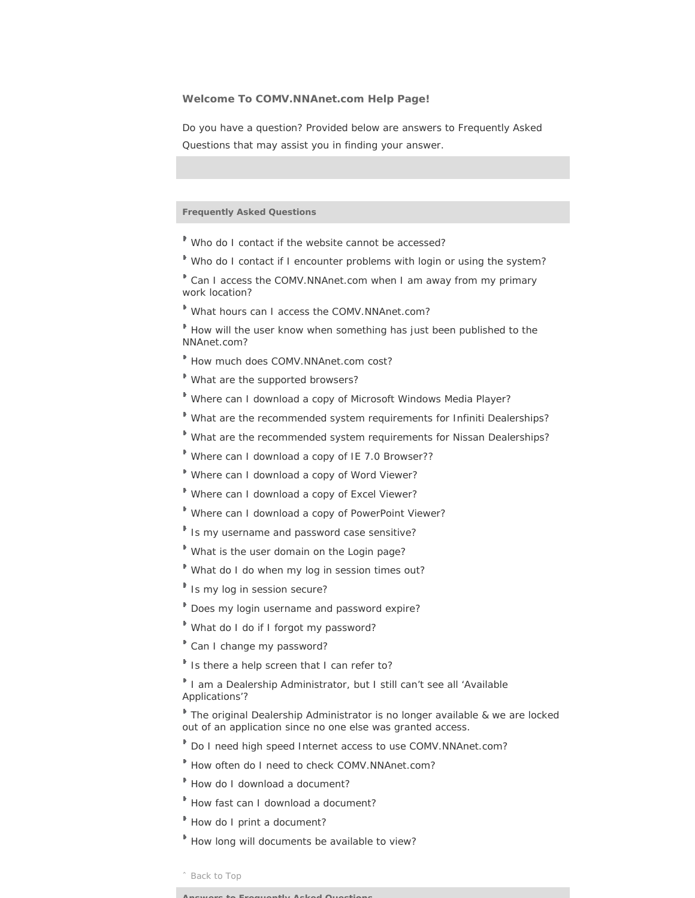## Welcome To COMV.NNAnet.com Help Page!

Do you have a question? Provided below are answers to Frequently Asked Questions that may assist you in finding your answer.

### Frequently Asked Questions

- Who do I contact if the website cannot be accessed?
- Who do I contact if I encounter problems with login or using the system?
- Can I access the COMV.NNAnet.com when I am away from my primary work location?
- What hours can I access the COMV.NNAnet.com?
- How will the user know when something has just been published to the NNAnet.com?
- How much does COMV.NNAnet.com cost?
- What are the supported browsers?
- Where can I download a copy of Microsoft Windows Media Player?
- What are the recommended system requirements for Infiniti Dealerships?
- What are the recommended system requirements for Nissan Dealerships?
- Where can I download a copy of IE 7.0 Browser??
- Where can I download a copy of Word Viewer?
- Where can I download a copy of Excel Viewer?
- Where can I download a copy of PowerPoint Viewer?
- Is my username and password case sensitive?
- What is the user domain on the Login page?
- What do I do when my log in session times out?
- Is my log in session secure?
- Does my login username and password expire?
- What do I do if I forgot my password?
- Can I change my password?
- Is there a help screen that I can refer to?
- I am a Dealership Administrator, but I still can't see all 'Available Applications'?
- The original Dealership Administrator is no longer available & we are locked out of an application since no one else was granted access.
- Do I need high speed Internet access to use COMV.NNAnet.com?
- How often do I need to check COMV.NNAnet.com?
- How do I download a document?
- How fast can I download a document?
- How do I print a document?
- How long will documents be available to view?

ˆ Back to Top

### Answers to Frequently Asked Questions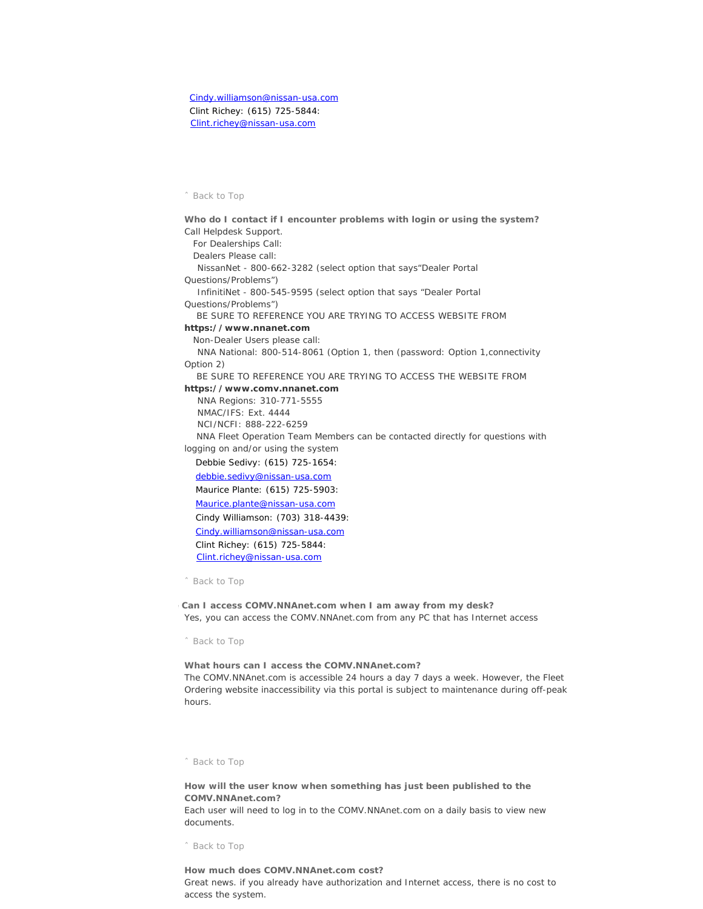Cindy.williamson@nissan-usa.com
Clint Richey: (615) 725-5844:
Clint.richey@nissan-usa.com

˄ Back to Top

**Who do I contact if I encounter problems with login or using the system?**

Call Helpdesk Support.

For Dealerships Call:

Dealers Please call:

NissanNet - 800-662-3282 (select option that says"Dealer Portal Questions/Problems")

InfinitiNet - 800-545-9595 (select option that says "Dealer Portal Questions/Problems")

BE SURE TO REFERENCE YOU ARE TRYING TO ACCESS WEBSITE FROM **https://www.nnanet.com**

Non-Dealer Users please call:

NNA National: 800-514-8061 (Option 1, then (password: Option 1,connectivity Option 2)

BE SURE TO REFERENCE YOU ARE TRYING TO ACCESS THE WEBSITE FROM **https://www.comv.nnanet.com**

NNA Regions: 310-771-5555

NMAC/IFS: Ext. 4444

NCI/NCFI: 888-222-6259

NNA Fleet Operation Team Members can be contacted directly for questions with logging on and/or using the system

Debbie Sedivy: (615) 725-1654:
debbie.sedivy@nissan-usa.com

Maurice Plante: (615) 725-5903:
Maurice.plante@nissan-usa.com

Cindy Williamson: (703) 318-4439:
Cindy.williamson@nissan-usa.com

Clint Richey: (615) 725-5844:
Clint.richey@nissan-usa.com

˄ Back to Top

**Can I access COMV.NNAnet.com when I am away from my desk?**

Yes, you can access the COMV.NNAnet.com from any PC that has Internet access

˄ Back to Top

**What hours can I access the COMV.NNAnet.com?**

The COMV.NNAnet.com is accessible 24 hours a day 7 days a week. However, the Fleet Ordering website inaccessibility via this portal is subject to maintenance during off-peak hours.

˄ Back to Top

**How will the user know when something has just been published to the COMV.NNAnet.com?**

Each user will need to log in to the COMV.NNAnet.com on a daily basis to view new documents.

˄ Back to Top

**How much does COMV.NNAnet.com cost?**

Great news. if you already have authorization and Internet access, there is no cost to access the system.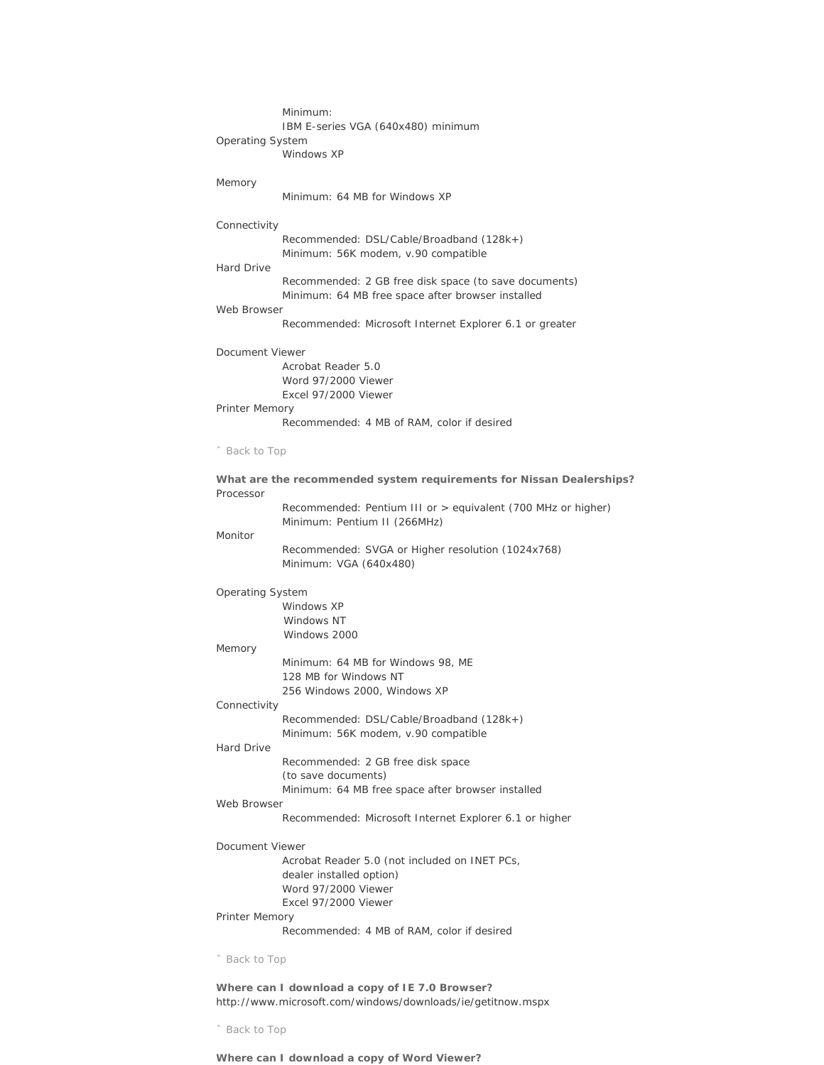Minimum:
IBM E-series VGA (640x480) minimum

Operating System

Windows XP

Memory

Minimum: 64 MB for Windows XP

Connectivity

Recommended: DSL/Cable/Broadband (128k+)
Minimum: 56K modem, v.90 compatible

Hard Drive

Recommended: 2 GB free disk space (to save documents)
Minimum: 64 MB free space after browser installed

Web Browser

Recommended: Microsoft Internet Explorer 6.1 or greater

Document Viewer

Acrobat Reader 5.0
Word 97/2000 Viewer
Excel 97/2000 Viewer

Printer Memory

Recommended: 4 MB of RAM, color if desired

ˆ Back to Top

**What are the recommended system requirements for Nissan Dealerships?**

Processor

Recommended: Pentium III or > equivalent (700 MHz or higher)
Minimum: Pentium II (266MHz)

Monitor

Recommended: SVGA or Higher resolution (1024x768)
Minimum: VGA (640x480)

Operating System

Windows XP
Windows NT
Windows 2000

Memory

Minimum: 64 MB for Windows 98, ME
128 MB for Windows NT
256 Windows 2000, Windows XP

Connectivity

Recommended: DSL/Cable/Broadband (128k+)
Minimum: 56K modem, v.90 compatible

Hard Drive

Recommended: 2 GB free disk space
(to save documents)
Minimum: 64 MB free space after browser installed

Web Browser

Recommended: Microsoft Internet Explorer 6.1 or higher

Document Viewer

Acrobat Reader 5.0 (not included on INET PCs,
dealer installed option)
Word 97/2000 Viewer
Excel 97/2000 Viewer

Printer Memory

Recommended: 4 MB of RAM, color if desired

ˆ Back to Top

**Where can I download a copy of IE 7.0 Browser?**

http://www.microsoft.com/windows/downloads/ie/getitnow.mspx

ˆ Back to Top

**Where can I download a copy of Word Viewer?**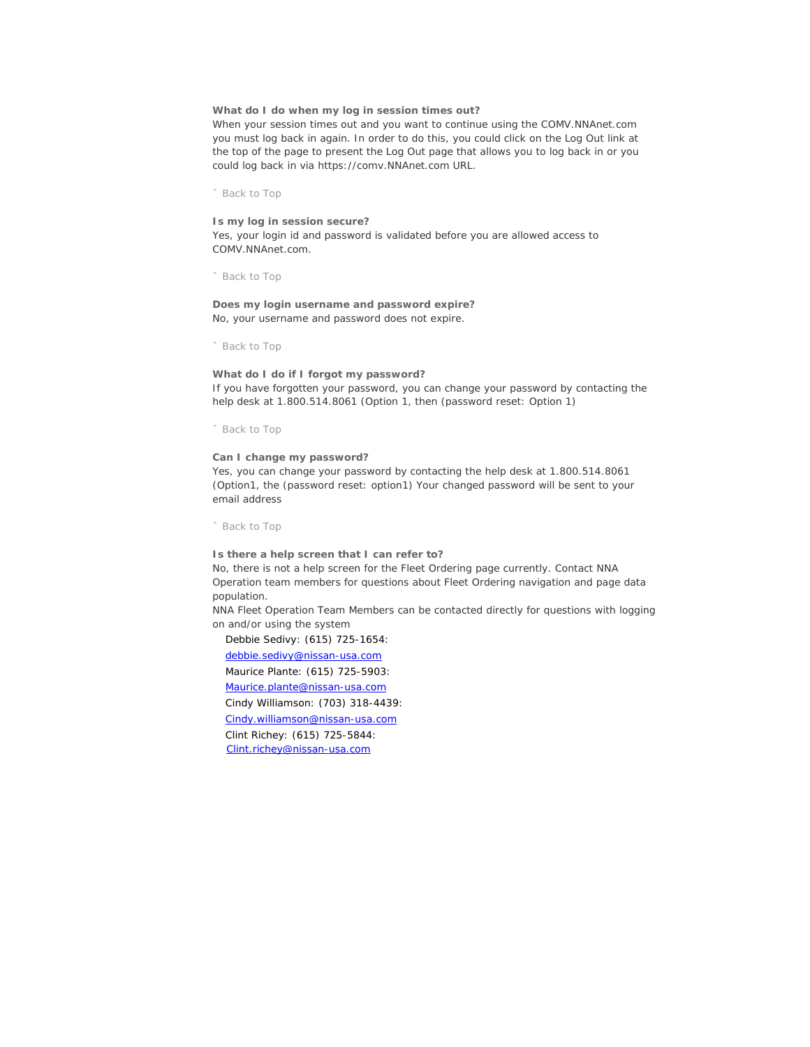**What do I do when my log in session times out?**
When your session times out and you want to continue using the COMV.NNAnet.com you must log back in again. In order to do this, you could click on the Log Out link at the top of the page to present the Log Out page that allows you to log back in or you could log back in via https://comv.NNAnet.com URL.

ˆ Back to Top

**Is my log in session secure?**
Yes, your login id and password is validated before you are allowed access to COMV.NNAnet.com.

ˆ Back to Top

**Does my login username and password expire?**
No, your username and password does not expire.

ˆ Back to Top

**What do I do if I forgot my password?**
If you have forgotten your password, you can change your password by contacting the help desk at 1.800.514.8061 (Option 1, then (password reset: Option 1)

ˆ Back to Top

**Can I change my password?**
Yes, you can change your password by contacting the help desk at 1.800.514.8061 (Option1, the (password reset: option1) Your changed password will be sent to your email address

ˆ Back to Top

**Is there a help screen that I can refer to?**
No, there is not a help screen for the Fleet Ordering page currently. Contact NNA Operation team members for questions about Fleet Ordering navigation and page data population.
NNA Fleet Operation Team Members can be contacted directly for questions with logging on and/or using the system

Debbie Sedivy: (615) 725-1654:
debbie.sedivy@nissan-usa.com
Maurice Plante: (615) 725-5903:
Maurice.plante@nissan-usa.com
Cindy Williamson: (703) 318-4439:
Cindy.williamson@nissan-usa.com
Clint Richey: (615) 725-5844:
Clint.richey@nissan-usa.com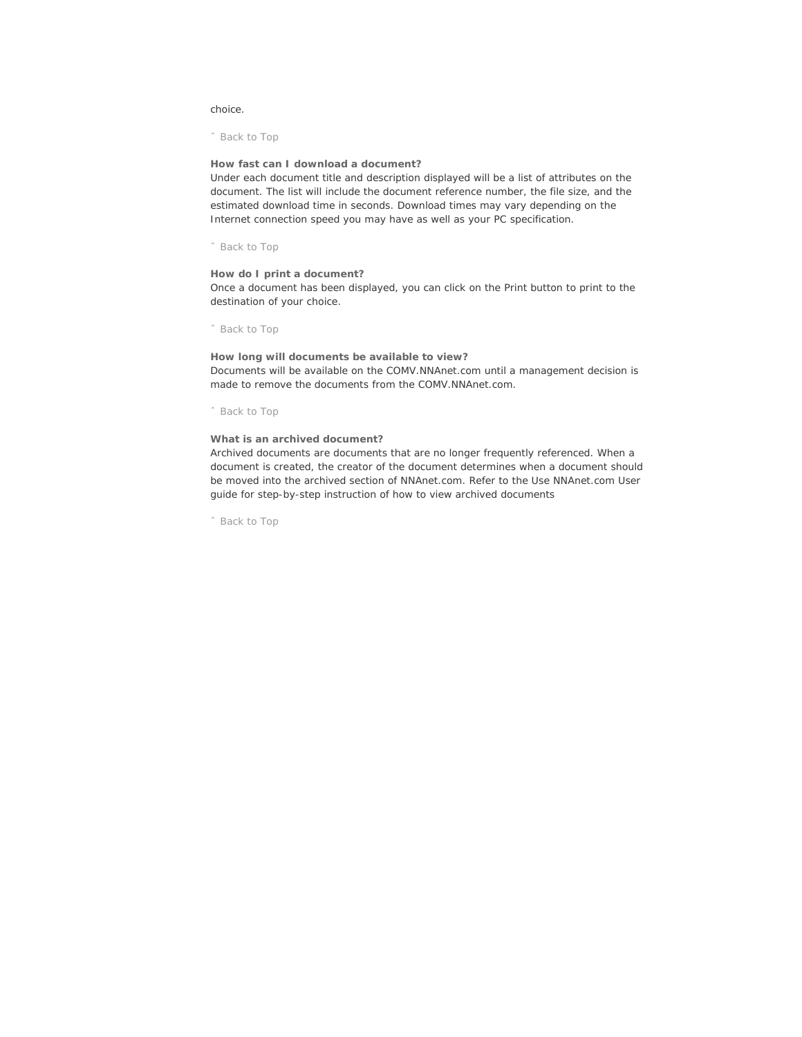choice.

ˆ Back to Top

**How fast can I download a document?**

Under each document title and description displayed will be a list of attributes on the document. The list will include the document reference number, the file size, and the estimated download time in seconds. Download times may vary depending on the Internet connection speed you may have as well as your PC specification.

ˆ Back to Top

**How do I print a document?**

Once a document has been displayed, you can click on the Print button to print to the destination of your choice.

ˆ Back to Top

**How long will documents be available to view?**

Documents will be available on the COMV.NNAnet.com until a management decision is made to remove the documents from the COMV.NNAnet.com.

ˆ Back to Top

**What is an archived document?**

Archived documents are documents that are no longer frequently referenced. When a document is created, the creator of the document determines when a document should be moved into the archived section of NNAnet.com. Refer to the Use NNAnet.com User guide for step-by-step instruction of how to view archived documents

ˆ Back to Top